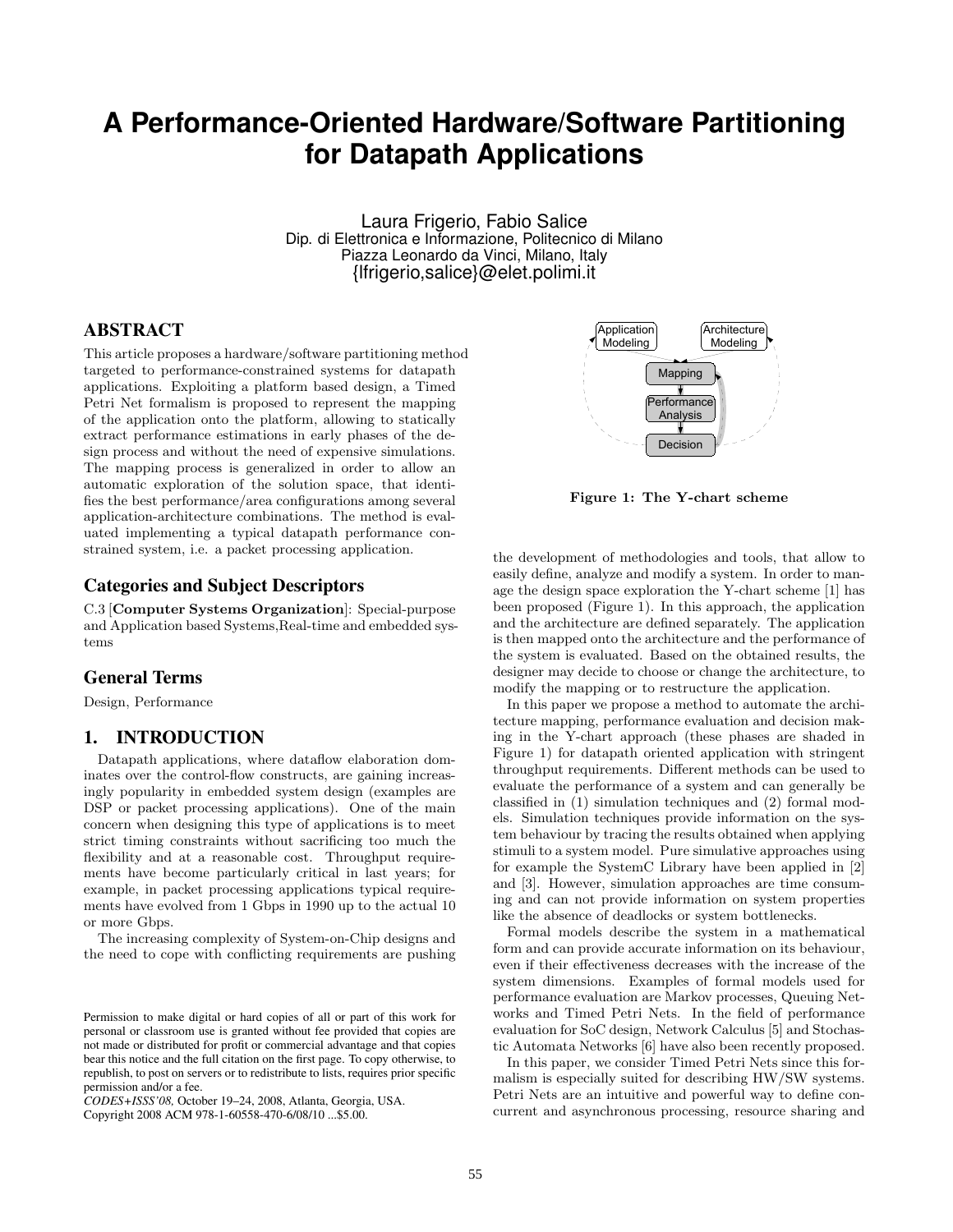# A Performance-Oriented Hardware/Software Partitioning for Datapath Applications

Laura Frigerio, Fabio Salice
Dip. di Elettronica e Informazione, Politecnico di Milano
Piazza Leonardo da Vinci, Milano, Italy
{lfrigerio,salice}@elet.polimi.it

## ABSTRACT

This article proposes a hardware/software partitioning method targeted to performance-constrained systems for datapath applications. Exploiting a platform based design, a Timed Petri Net formalism is proposed to represent the mapping of the application onto the platform, allowing to statically extract performance estimations in early phases of the design process and without the need of expensive simulations. The mapping process is generalized in order to allow an automatic exploration of the solution space, that identifies the best performance/area configurations among several application-architecture combinations. The method is evaluated implementing a typical datapath performance constrained system, i.e. a packet processing application.

## Categories and Subject Descriptors

C.3 [**Computer Systems Organization**]: Special-purpose and Application based Systems,Real-time and embedded systems

## General Terms

Design, Performance

## 1. INTRODUCTION

Datapath applications, where dataflow elaboration dominates over the control-flow constructs, are gaining increasingly popularity in embedded system design (examples are DSP or packet processing applications). One of the main concern when designing this type of applications is to meet strict timing constraints without sacrificing too much the flexibility and at a reasonable cost. Throughput requirements have become particularly critical in last years; for example, in packet processing applications typical requirements have evolved from 1 Gbps in 1990 up to the actual 10 or more Gbps.

The increasing complexity of System-on-Chip designs and the need to cope with conflicting requirements are pushing the development of methodologies and tools, that allow to easily define, analyze and modify a system. In order to manage the design space exploration the Y-chart scheme [1] has been proposed (Figure 1). In this approach, the application and the architecture are defined separately. The application is then mapped onto the architecture and the performance of the system is evaluated. Based on the obtained results, the designer may decide to choose or change the architecture, to modify the mapping or to restructure the application.

Application Modeling | Architecture Modeling | Mapping | Performance Analysis | Decision

**Figure 1: The Y-chart scheme**

In this paper we propose a method to automate the architecture mapping, performance evaluation and decision making in the Y-chart approach (these phases are shaded in Figure 1) for datapath oriented application with stringent throughput requirements. Different methods can be used to evaluate the performance of a system and can generally be classified in (1) simulation techniques and (2) formal models. Simulation techniques provide information on the system behaviour by tracing the results obtained when applying stimuli to a system model. Pure simulative approaches using for example the SystemC Library have been applied in [2] and [3]. However, simulation approaches are time consuming and can not provide information on system properties like the absence of deadlocks or system bottlenecks.

Formal models describe the system in a mathematical form and can provide accurate information on its behaviour, even if their effectiveness decreases with the increase of the system dimensions. Examples of formal models used for performance evaluation are Markov processes, Queuing Networks and Timed Petri Nets. In the field of performance evaluation for SoC design, Network Calculus [5] and Stochastic Automata Networks [6] have also been recently proposed.

In this paper, we consider Timed Petri Nets since this formalism is especially suited for describing HW/SW systems. Petri Nets are an intuitive and powerful way to define concurrent and asynchronous processing, resource sharing and

Permission to make digital or hard copies of all or part of this work for personal or classroom use is granted without fee provided that copies are not made or distributed for profit or commercial advantage and that copies bear this notice and the full citation on the first page. To copy otherwise, to republish, to post on servers or to redistribute to lists, requires prior specific permission and/or a fee.
*CODES+ISSS'08,* October 19–24, 2008, Atlanta, Georgia, USA.
Copyright 2008 ACM 978-1-60558-470-6/08/10 ...$5.00.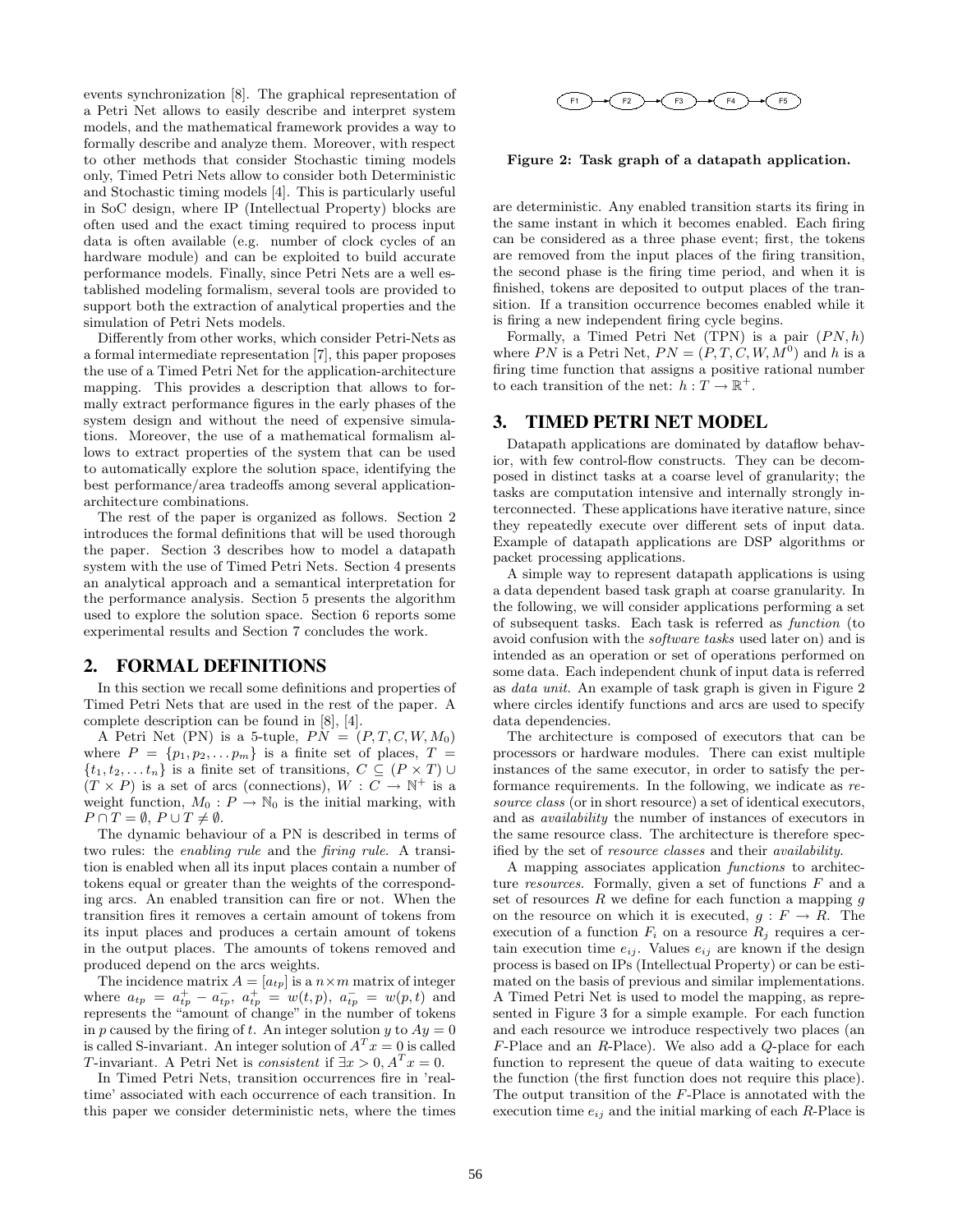events synchronization [8]. The graphical representation of a Petri Net allows to easily describe and interpret system models, and the mathematical framework provides a way to formally describe and analyze them. Moreover, with respect to other methods that consider Stochastic timing models only, Timed Petri Nets allow to consider both Deterministic and Stochastic timing models [4]. This is particularly useful in SoC design, where IP (Intellectual Property) blocks are often used and the exact timing required to process input data is often available (e.g. number of clock cycles of an hardware module) and can be exploited to build accurate performance models. Finally, since Petri Nets are a well established modeling formalism, several tools are provided to support both the extraction of analytical properties and the simulation of Petri Nets models.

Differently from other works, which consider Petri-Nets as a formal intermediate representation [7], this paper proposes the use of a Timed Petri Net for the application-architecture mapping. This provides a description that allows to formally extract performance figures in the early phases of the system design and without the need of expensive simulations. Moreover, the use of a mathematical formalism allows to extract properties of the system that can be used to automatically explore the solution space, identifying the best performance/area tradeoffs among several application-architecture combinations.

The rest of the paper is organized as follows. Section 2 introduces the formal definitions that will be used thorough the paper. Section 3 describes how to model a datapath system with the use of Timed Petri Nets. Section 4 presents an analytical approach and a semantical interpretation for the performance analysis. Section 5 presents the algorithm used to explore the solution space. Section 6 reports some experimental results and Section 7 concludes the work.

## 2. FORMAL DEFINITIONS

In this section we recall some definitions and properties of Timed Petri Nets that are used in the rest of the paper. A complete description can be found in [8], [4].

A Petri Net (PN) is a 5-tuple, $PN = (P, T, C, W, M_0)$ where $P = \{p_1, p_2, \ldots p_m\}$ is a finite set of places, $T = \{t_1, t_2, \ldots t_n\}$ is a finite set of transitions, $C \subseteq (P \times T) \cup (T \times P)$ is a set of arcs (connections), $W : C \rightarrow \mathbb{N}^+$ is a weight function, $M_0 : P \rightarrow \mathbb{N}_0$ is the initial marking, with $P \cap T = \emptyset$, $P \cup T \neq \emptyset$.

The dynamic behaviour of a PN is described in terms of two rules: the *enabling rule* and the *firing rule*. A transition is enabled when all its input places contain a number of tokens equal or greater than the weights of the corresponding arcs. An enabled transition can fire or not. When the transition fires it removes a certain amount of tokens from its input places and produces a certain amount of tokens in the output places. The amounts of tokens removed and produced depend on the arcs weights.

The incidence matrix $A = [a_{tp}]$ is a $n \times m$ matrix of integer where $a_{tp} = a^+_{tp} - a^-_{tp}$, $a^+_{tp} = w(t,p)$, $a^-_{tp} = w(p,t)$ and represents the "amount of change" in the number of tokens in $p$ caused by the firing of $t$. An integer solution $y$ to $Ay = 0$ is called S-invariant. An integer solution of $A^T x = 0$ is called $T$-invariant. A Petri Net is *consistent* if $\exists x > 0, A^T x = 0$.

In Timed Petri Nets, transition occurrences fire in 'real-time' associated with each occurrence of each transition. In this paper we consider deterministic nets, where the times are deterministic. Any enabled transition starts its firing in the same instant in which it becomes enabled. Each firing can be considered as a three phase event; first, the tokens are removed from the input places of the firing transition, the second phase is the firing time period, and when it is finished, tokens are deposited to output places of the transition. If a transition occurrence becomes enabled while it is firing a new independent firing cycle begins.

Formally, a Timed Petri Net (TPN) is a pair $(PN, h)$ where $PN$ is a Petri Net, $PN = (P, T, C, W, M^0)$ and $h$ is a firing time function that assigns a positive rational number to each transition of the net: $h : T \rightarrow \mathbb{R}^+$.

F1 → F2 → F3 → F4 → F5

**Figure 2: Task graph of a datapath application.**

## 3. TIMED PETRI NET MODEL

Datapath applications are dominated by dataflow behavior, with few control-flow constructs. They can be decomposed in distinct tasks at a coarse level of granularity; the tasks are computation intensive and internally strongly interconnected. These applications have iterative nature, since they repeatedly execute over different sets of input data. Example of datapath applications are DSP algorithms or packet processing applications.

A simple way to represent datapath applications is using a data dependent based task graph at coarse granularity. In the following, we will consider applications performing a set of subsequent tasks. Each task is referred as *function* (to avoid confusion with the *software tasks* used later on) and is intended as an operation or set of operations performed on some data. Each independent chunk of input data is referred as *data unit*. An example of task graph is given in Figure 2 where circles identify functions and arcs are used to specify data dependencies.

The architecture is composed of executors that can be processors or hardware modules. There can exist multiple instances of the same executor, in order to satisfy the performance requirements. In the following, we indicate as *resource class* (or in short resource) a set of identical executors, and as *availability* the number of instances of executors in the same resource class. The architecture is therefore specified by the set of *resource classes* and their *availability*.

A mapping associates application *functions* to architecture *resources*. Formally, given a set of functions $F$ and a set of resources $R$ we define for each function a mapping $g$ on the resource on which it is executed, $g : F \rightarrow R$. The execution of a function $F_i$ on a resource $R_j$ requires a certain execution time $e_{ij}$. Values $e_{ij}$ are known if the design process is based on IPs (Intellectual Property) or can be estimated on the basis of previous and similar implementations. A Timed Petri Net is used to model the mapping, as represented in Figure 3 for a simple example. For each function and each resource we introduce respectively two places (an $F$-Place and an $R$-Place). We also add a $Q$-place for each function to represent the queue of data waiting to execute the function (the first function does not require this place). The output transition of the $F$-Place is annotated with the execution time $e_{ij}$ and the initial marking of each $R$-Place is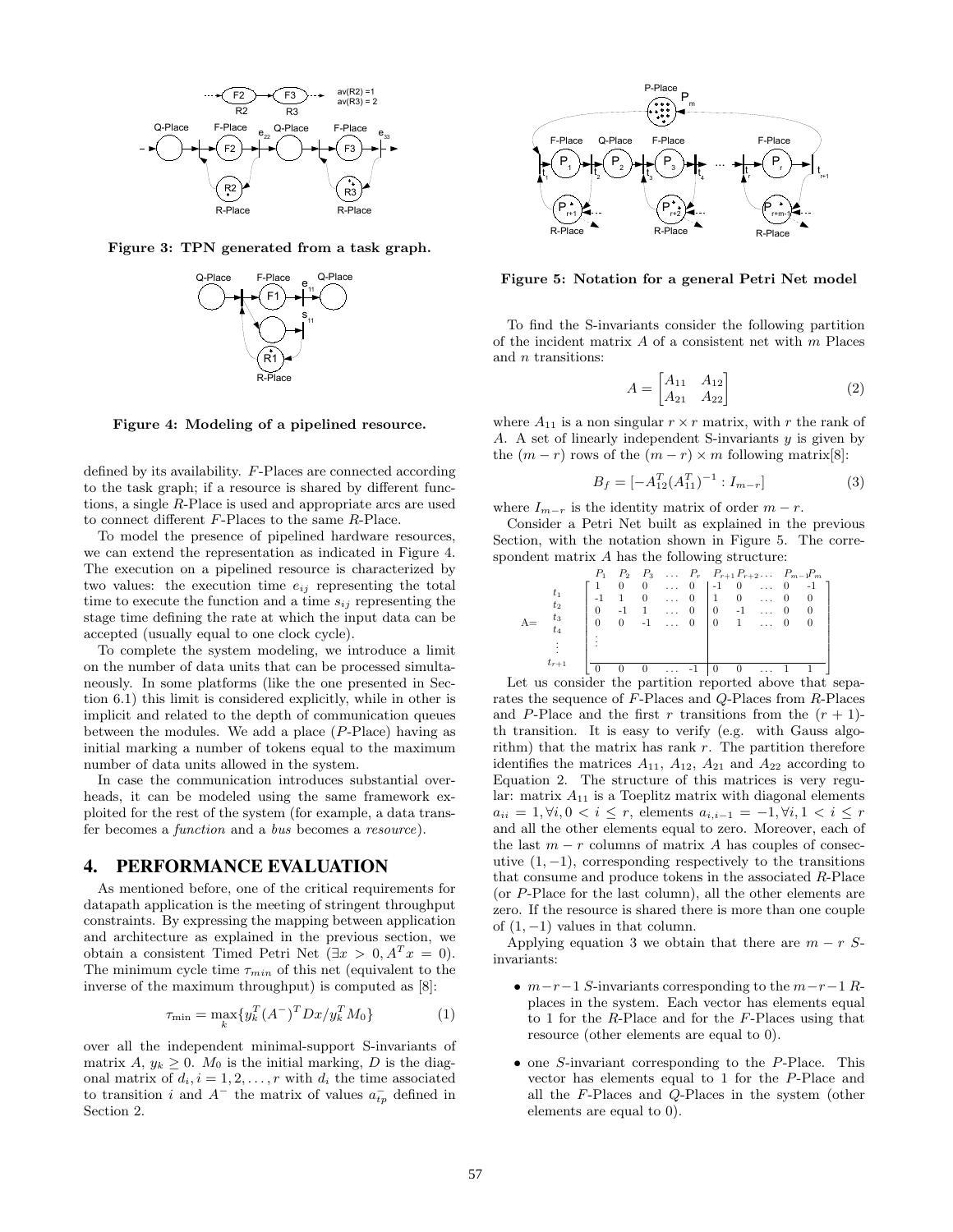Figure 3: TPN generated from a task graph.

Figure 4: Modeling of a pipelined resource.

defined by its availability. $F$-Places are connected according to the task graph; if a resource is shared by different functions, a single $R$-Place is used and appropriate arcs are used to connect different $F$-Places to the same $R$-Place.

To model the presence of pipelined hardware resources, we can extend the representation as indicated in Figure 4. The execution on a pipelined resource is characterized by two values: the execution time $e_{ij}$ representing the total time to execute the function and a time $s_{ij}$ representing the stage time defining the rate at which the input data can be accepted (usually equal to one clock cycle).

To complete the system modeling, we introduce a limit on the number of data units that can be processed simultaneously. In some platforms (like the one presented in Section 6.1) this limit is considered explicitly, while in other is implicit and related to the depth of communication queues between the modules. We add a place ($P$-Place) having as initial marking a number of tokens equal to the maximum number of data units allowed in the system.

In case the communication introduces substantial overheads, it can be modeled using the same framework exploited for the rest of the system (for example, a data transfer becomes a *function* and a *bus* becomes a *resource*).

## 4. PERFORMANCE EVALUATION

As mentioned before, one of the critical requirements for datapath application is the meeting of stringent throughput constraints. By expressing the mapping between application and architecture as explained in the previous section, we obtain a consistent Timed Petri Net ($\exists x > 0, A^T x = 0$). The minimum cycle time $\tau_{min}$ of this net (equivalent to the inverse of the maximum throughput) is computed as [8]:

$$\tau_{\min} = \max_k \{ y_k^T (A^-)^T D x / y_k^T M_0 \} \tag{1}$$

over all the independent minimal-support S-invariants of matrix $A$, $y_k \geq 0$. $M_0$ is the initial marking, $D$ is the diagonal matrix of $d_i, i = 1, 2, \ldots, r$ with $d_i$ the time associated to transition $i$ and $A^-$ the matrix of values $a_{ip}^-$ defined in Section 2.

Figure 5: Notation for a general Petri Net model

To find the S-invariants consider the following partition of the incident matrix $A$ of a consistent net with $m$ Places and $n$ transitions:

$$A = \begin{bmatrix} A_{11} & A_{12} \\ A_{21} & A_{22} \end{bmatrix} \tag{2}$$

where $A_{11}$ is a non singular $r \times r$ matrix, with $r$ the rank of $A$. A set of linearly independent S-invariants $y$ is given by the $(m - r)$ rows of the $(m - r) \times m$ following matrix[8]:

$$B_f = [-A_{12}^T (A_{11}^T)^{-1} : I_{m-r}] \tag{3}$$

where $I_{m-r}$ is the identity matrix of order $m - r$.

Consider a Petri Net built as explained in the previous Section, with the notation shown in Figure 5. The correspondent matrix $A$ has the following structure:

$$A = \begin{array}{c} \\ t_1 \\ t_2 \\ t_3 \\ t_4 \\ \vdots \\ t_{r+1} \end{array} \begin{array}{c} \begin{array}{cccccc|cccccc} P_1 & P_2 & P_3 & \ldots & P_r & & P_{r+1} & P_{r+2} & \ldots & P_{m-1} & P_m \end{array} \\ \left[\begin{array}{cccccc|ccccc} 1 & 0 & 0 & \ldots & 0 & & -1 & 0 & \ldots & 0 & -1 \\ -1 & 1 & 0 & \ldots & 0 & & 1 & 0 & \ldots & 0 & 0 \\ 0 & -1 & 1 & \ldots & 0 & & 0 & -1 & \ldots & 0 & 0 \\ 0 & 0 & -1 & \ldots & 0 & & 0 & 1 & \ldots & 0 & 0 \\ \vdots & & & & & & & & & & \\ \hline 0 & 0 & 0 & \ldots & -1 & & 0 & 0 & \ldots & 1 & 1 \end{array}\right] \end{array}$$

Let us consider the partition reported above that separates the sequence of $F$-Places and $Q$-Places from $R$-Places and $P$-Place and the first $r$ transitions from the $(r + 1)$-th transition. It is easy to verify (e.g. with Gauss algorithm) that the matrix has rank $r$. The partition therefore identifies the matrices $A_{11}$, $A_{12}$, $A_{21}$ and $A_{22}$ according to Equation 2. The structure of this matrices is very regular: matrix $A_{11}$ is a Toeplitz matrix with diagonal elements $a_{ii} = 1, \forall i, 0 < i \leq r$, elements $a_{i,i-1} = -1, \forall i, 1 < i \leq r$ and all the other elements equal to zero. Moreover, each of the last $m - r$ columns of matrix $A$ has couples of consecutive $(1, -1)$, corresponding respectively to the transitions that consume and produce tokens in the associated $R$-Place (or $P$-Place for the last column), all the other elements are zero. If the resource is shared there is more than one couple of $(1, -1)$ values in that column.

Applying equation 3 we obtain that there are $m - r$ $S$-invariants:

- $m-r-1$ $S$-invariants corresponding to the $m-r-1$ $R$-places in the system. Each vector has elements equal to 1 for the $R$-Place and for the $F$-Places using that resource (other elements are equal to 0).
- one $S$-invariant corresponding to the $P$-Place. This vector has elements equal to 1 for the $P$-Place and all the $F$-Places and $Q$-Places in the system (other elements are equal to 0).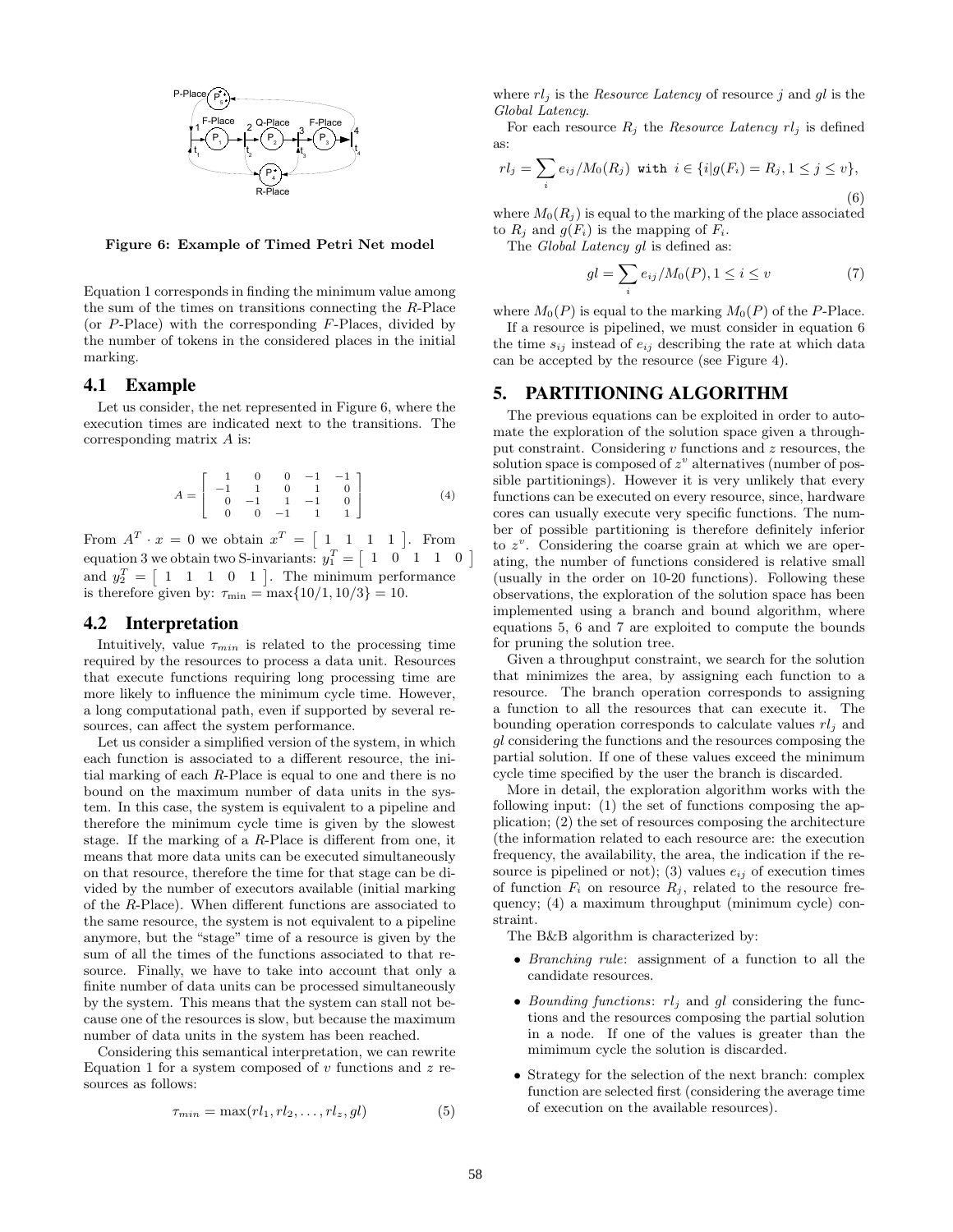Figure 6: Example of Timed Petri Net model

Equation 1 corresponds in finding the minimum value among the sum of the times on transitions connecting the $R$-Place (or $P$-Place) with the corresponding $F$-Places, divided by the number of tokens in the considered places in the initial marking.

## 4.1 Example

Let us consider, the net represented in Figure 6, where the execution times are indicated next to the transitions. The corresponding matrix $A$ is:

$$A = \begin{bmatrix} 1 & 0 & 0 & -1 & -1 \\ -1 & 1 & 0 & 1 & 0 \\ 0 & -1 & 1 & -1 & 0 \\ 0 & 0 & -1 & 1 & 1 \end{bmatrix} \quad (4)$$

From $A^T \cdot x = 0$ we obtain $x^T = \begin{bmatrix} 1 & 1 & 1 & 1 \end{bmatrix}$. From equation 3 we obtain two S-invariants: $y_1^T = \begin{bmatrix} 1 & 0 & 1 & 1 & 0 \end{bmatrix}$ and $y_2^T = \begin{bmatrix} 1 & 1 & 1 & 0 & 1 \end{bmatrix}$. The minimum performance is therefore given by: $\tau_{\min} = \max\{10/1, 10/3\} = 10$.

## 4.2 Interpretation

Intuitively, value $\tau_{min}$ is related to the processing time required by the resources to process a data unit. Resources that execute functions requiring long processing time are more likely to influence the minimum cycle time. However, a long computational path, even if supported by several resources, can affect the system performance.

Let us consider a simplified version of the system, in which each function is associated to a different resource, the initial marking of each $R$-Place is equal to one and there is no bound on the maximum number of data units in the system. In this case, the system is equivalent to a pipeline and therefore the minimum cycle time is given by the slowest stage. If the marking of a $R$-Place is different from one, it means that more data units can be executed simultaneously on that resource, therefore the time for that stage can be divided by the number of executors available (initial marking of the $R$-Place). When different functions are associated to the same resource, the system is not equivalent to a pipeline anymore, but the "stage" time of a resource is given by the sum of all the times of the functions associated to that resource. Finally, we have to take into account that only a finite number of data units can be processed simultaneously by the system. This means that the system can stall not because one of the resources is slow, but because the maximum number of data units in the system has been reached.

Considering this semantical interpretation, we can rewrite Equation 1 for a system composed of $v$ functions and $z$ resources as follows:

$$\tau_{min} = \max(rl_1, rl_2, \ldots, rl_z, gl) \quad (5)$$

where $rl_j$ is the *Resource Latency* of resource $j$ and $gl$ is the *Global Latency*.

For each resource $R_j$ the *Resource Latency* $rl_j$ is defined as:

$$rl_j = \sum_i e_{ij}/M_0(R_j) \ \texttt{with} \ i \in \{i|g(F_i) = R_j, 1 \le j \le v\}, \quad (6)$$

where $M_0(R_j)$ is equal to the marking of the place associated to $R_j$ and $g(F_i)$ is the mapping of $F_i$.

The *Global Latency* $gl$ is defined as:

$$gl = \sum_i e_{ij}/M_0(P), 1 \le i \le v \quad (7)$$

where $M_0(P)$ is equal to the marking $M_0(P)$ of the $P$-Place.

If a resource is pipelined, we must consider in equation 6 the time $s_{ij}$ instead of $e_{ij}$ describing the rate at which data can be accepted by the resource (see Figure 4).

# 5. PARTITIONING ALGORITHM

The previous equations can be exploited in order to automate the exploration of the solution space given a throughput constraint. Considering $v$ functions and $z$ resources, the solution space is composed of $z^v$ alternatives (number of possible partitionings). However it is very unlikely that every functions can be executed on every resource, since, hardware cores can usually execute very specific functions. The number of possible partitioning is therefore definitely inferior to $z^v$. Considering the coarse grain at which we are operating, the number of functions considered is relative small (usually in the order on 10-20 functions). Following these observations, the exploration of the solution space has been implemented using a branch and bound algorithm, where equations 5, 6 and 7 are exploited to compute the bounds for pruning the solution tree.

Given a throughput constraint, we search for the solution that minimizes the area, by assigning each function to a resource. The branch operation corresponds to assigning a function to all the resources that can execute it. The bounding operation corresponds to calculate values $rl_j$ and $gl$ considering the functions and the resources composing the partial solution. If one of these values exceed the minimum cycle time specified by the user the branch is discarded.

More in detail, the exploration algorithm works with the following input: (1) the set of functions composing the application; (2) the set of resources composing the architecture (the information related to each resource are: the execution frequency, the availability, the area, the indication if the resource is pipelined or not); (3) values $e_{ij}$ of execution times of function $F_i$ on resource $R_j$, related to the resource frequency; (4) a maximum throughput (minimum cycle) constraint.

The B&B algorithm is characterized by:

- *Branching rule*: assignment of a function to all the candidate resources.
- *Bounding functions*: $rl_j$ and $gl$ considering the functions and the resources composing the partial solution in a node. If one of the values is greater than the mimimum cycle the solution is discarded.
- Strategy for the selection of the next branch: complex function are selected first (considering the average time of execution on the available resources).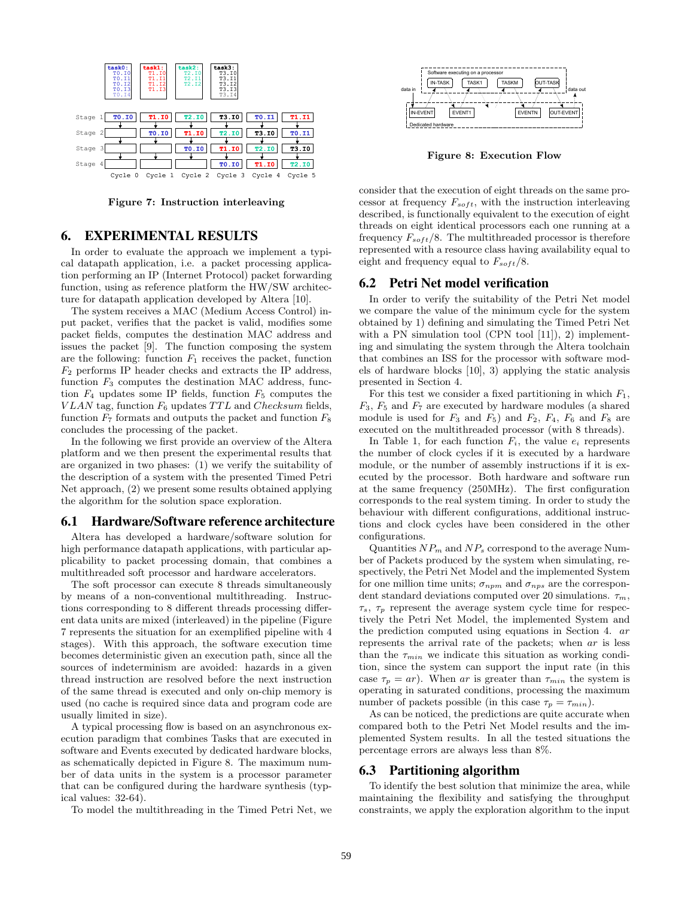Figure 7: Instruction interleaving

## 6. EXPERIMENTAL RESULTS

In order to evaluate the approach we implement a typical datapath application, i.e. a packet processing application performing an IP (Internet Protocol) packet forwarding function, using as reference platform the HW/SW architecture for datapath application developed by Altera [10].

The system receives a MAC (Medium Access Control) input packet, verifies that the packet is valid, modifies some packet fields, computes the destination MAC address and issues the packet [9]. The function composing the system are the following: function $F_1$ receives the packet, function $F_2$ performs IP header checks and extracts the IP address, function $F_3$ computes the destination MAC address, function $F_4$ updates some IP fields, function $F_5$ computes the $VLAN$ tag, function $F_6$ updates $TTL$ and $Checksum$ fields, function $F_7$ formats and outputs the packet and function $F_8$ concludes the processing of the packet.

In the following we first provide an overview of the Altera platform and we then present the experimental results that are organized in two phases: (1) we verify the suitability of the description of a system with the presented Timed Petri Net approach, (2) we present some results obtained applying the algorithm for the solution space exploration.

### 6.1 Hardware/Software reference architecture

Altera has developed a hardware/software solution for high performance datapath applications, with particular applicability to packet processing domain, that combines a multithreaded soft processor and hardware accelerators.

The soft processor can execute 8 threads simultaneously by means of a non-conventional multithreading. Instructions corresponding to 8 different threads processing different data units are mixed (interleaved) in the pipeline (Figure 7 represents the situation for an exemplified pipeline with 4 stages). With this approach, the software execution time becomes deterministic given an execution path, since all the sources of indeterminism are avoided: hazards in a given thread instruction are resolved before the next instruction of the same thread is executed and only on-chip memory is used (no cache is required since data and program code are usually limited in size).

A typical processing flow is based on an asynchronous execution paradigm that combines Tasks that are executed in software and Events executed by dedicated hardware blocks, as schematically depicted in Figure 8. The maximum number of data units in the system is a processor parameter that can be configured during the hardware synthesis (typical values: 32-64).

To model the multithreading in the Timed Petri Net, we consider that the execution of eight threads on the same processor at frequency $F_{soft}$, with the instruction interleaving described, is functionally equivalent to the execution of eight threads on eight identical processors each one running at a frequency $F_{soft}/8$. The multithreaded processor is therefore represented with a resource class having availability equal to eight and frequency equal to $F_{soft}/8$.

Figure 8: Execution Flow

### 6.2 Petri Net model verification

In order to verify the suitability of the Petri Net model we compare the value of the minimum cycle for the system obtained by 1) defining and simulating the Timed Petri Net with a PN simulation tool (CPN tool [11]), 2) implementing and simulating the system through the Altera toolchain that combines an ISS for the processor with software models of hardware blocks [10], 3) applying the static analysis presented in Section 4.

For this test we consider a fixed partitioning in which $F_1$, $F_3$, $F_5$ and $F_7$ are executed by hardware modules (a shared module is used for $F_3$ and $F_5$) and $F_2$, $F_4$, $F_6$ and $F_8$ are executed on the multithreaded processor (with 8 threads).

In Table 1, for each function $F_i$, the value $e_i$ represents the number of clock cycles if it is executed by a hardware module, or the number of assembly instructions if it is executed by the processor. Both hardware and software run at the same frequency (250MHz). The first configuration corresponds to the real system timing. In order to study the behaviour with different configurations, additional instructions and clock cycles have been considered in the other configurations.

Quantities $NP_m$ and $NP_s$ correspond to the average Number of Packets produced by the system when simulating, respectively, the Petri Net Model and the implemented System for one million time units; $\sigma_{npm}$ and $\sigma_{nps}$ are the corresponding standard deviations computed over 20 simulations. $\tau_m$, $\tau_s$, $\tau_p$ represent the average system cycle time for respectively the Petri Net Model, the implemented System and the prediction computed using equations in Section 4. $ar$ represents the arrival rate of the packets; when $ar$ is less than the $\tau_{min}$ we indicate this situation as working condition, since the system can support the input rate (in this case $\tau_p = ar$). When $ar$ is greater than $\tau_{min}$ the system is operating in saturated conditions, processing the maximum number of packets possible (in this case $\tau_p = \tau_{min}$).

As can be noticed, the predictions are quite accurate when compared both to the Petri Net Model results and the implemented System results. In all the tested situations the percentage errors are always less than 8%.

### 6.3 Partitioning algorithm

To identify the best solution that minimize the area, while maintaining the flexibility and satisfying the throughput constraints, we apply the exploration algorithm to the input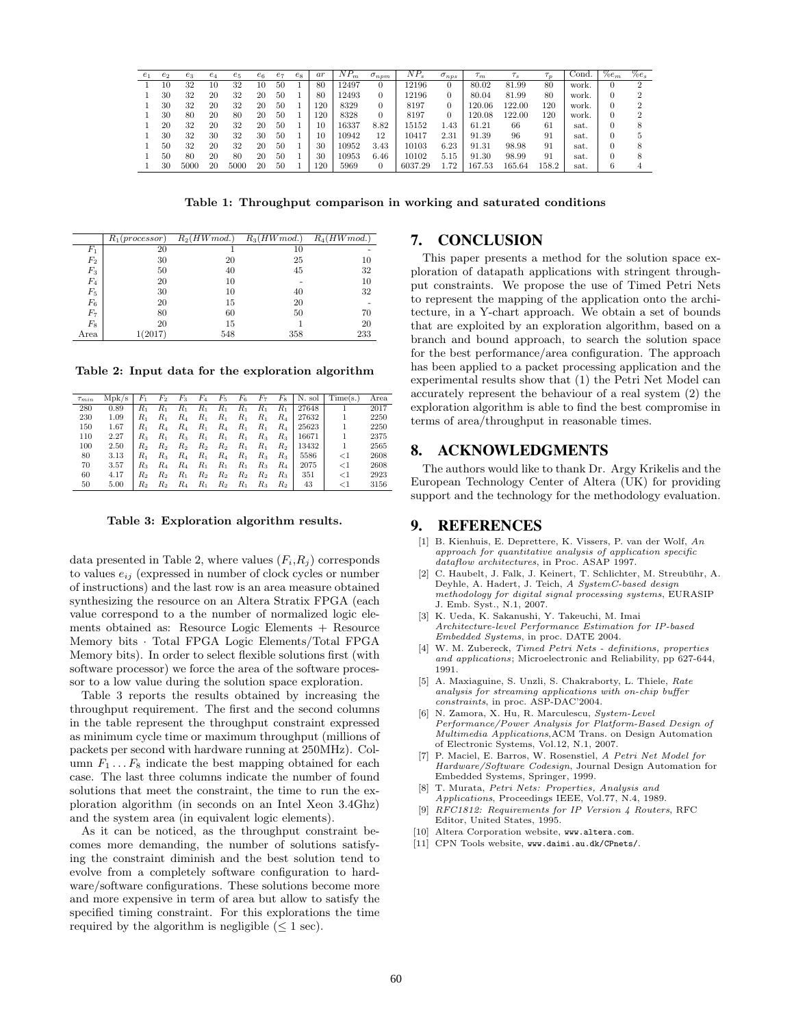| $e_1$ | $e_2$ | $e_3$ | $e_4$ | $e_5$ | $e_6$ | $e_7$ | $e_8$ | $ar$ | $NP_m$ | $\sigma_{npm}$ | $NP_s$ | $\sigma_{nps}$ | $\tau_m$ | $\tau_s$ | $\tau_p$ | Cond. | $\%e_m$ | $\%e_s$ |
|---|---|---|---|---|---|---|---|---|---|---|---|---|---|---|---|---|---|---|
| 1 | 10 | 32 | 10 | 32 | 10 | 50 | 1 | 80 | 12497 | 0 | 12196 | 0 | 80.02 | 81.99 | 80 | work. | 0 | 2 |
| 1 | 30 | 32 | 20 | 32 | 20 | 50 | 1 | 80 | 12493 | 0 | 12196 | 0 | 80.04 | 81.99 | 80 | work. | 0 | 2 |
| 1 | 30 | 32 | 20 | 32 | 20 | 50 | 1 | 120 | 8329 | 0 | 8197 | 0 | 120.06 | 122.00 | 120 | work. | 0 | 2 |
| 1 | 30 | 80 | 20 | 80 | 20 | 50 | 1 | 120 | 8328 | 0 | 8197 | 0 | 120.08 | 122.00 | 120 | work. | 0 | 2 |
| 1 | 20 | 32 | 20 | 32 | 20 | 50 | 1 | 10 | 16337 | 8.82 | 15152 | 1.43 | 61.21 | 66 | 61 | sat. | 0 | 8 |
| 1 | 30 | 32 | 30 | 32 | 30 | 50 | 1 | 10 | 10942 | 12 | 10417 | 2.31 | 91.39 | 96 | 91 | sat. | 0 | 5 |
| 1 | 50 | 32 | 20 | 32 | 20 | 50 | 1 | 30 | 10952 | 3.43 | 10103 | 6.23 | 91.31 | 98.98 | 91 | sat. | 0 | 8 |
| 1 | 50 | 80 | 20 | 80 | 20 | 50 | 1 | 30 | 10953 | 6.46 | 10102 | 5.15 | 91.30 | 98.99 | 91 | sat. | 0 | 8 |
| 1 | 30 | 5000 | 20 | 5000 | 20 | 50 | 1 | 120 | 5969 | 0 | 6037.29 | 1.72 | 167.53 | 165.64 | 158.2 | sat. | 6 | 4 |

**Table 1: Throughput comparison in working and saturated conditions**

| | $R_1(processor)$ | $R_2(HWmod.)$ | $R_3(HWmod.)$ | $R_4(HWmod.)$ |
|---|---|---|---|---|
| $F_1$ | 20 | 1 | 10 | - |
| $F_2$ | 30 | 20 | 25 | 10 |
| $F_3$ | 50 | 40 | 45 | 32 |
| $F_4$ | 20 | 10 | - | 10 |
| $F_5$ | 30 | 10 | 40 | 32 |
| $F_6$ | 20 | 15 | 20 | - |
| $F_7$ | 80 | 60 | 50 | 70 |
| $F_8$ | 20 | 15 | 1 | 20 |
| Area | 1(2017) | 548 | 358 | 233 |

**Table 2: Input data for the exploration algorithm**

| $\tau_{min}$ | Mpk/s | $F_1$ | $F_2$ | $F_3$ | $F_4$ | $F_5$ | $F_6$ | $F_7$ | $F_8$ | N. sol | Time(s.) | Area |
|---|---|---|---|---|---|---|---|---|---|---|---|---|
| 280 | 0.89 | $R_1$ | $R_1$ | $R_1$ | $R_1$ | $R_1$ | $R_1$ | $R_1$ | $R_1$ | 27648 | 1 | 2017 |
| 230 | 1.09 | $R_1$ | $R_1$ | $R_4$ | $R_1$ | $R_1$ | $R_1$ | $R_1$ | $R_4$ | 27632 | 1 | 2250 |
| 150 | 1.67 | $R_1$ | $R_4$ | $R_4$ | $R_1$ | $R_4$ | $R_1$ | $R_1$ | $R_4$ | 25623 | 1 | 2250 |
| 110 | 2.27 | $R_3$ | $R_1$ | $R_3$ | $R_1$ | $R_1$ | $R_1$ | $R_3$ | $R_3$ | 16671 | 1 | 2375 |
| 100 | 2.50 | $R_2$ | $R_2$ | $R_2$ | $R_2$ | $R_2$ | $R_1$ | $R_1$ | $R_2$ | 13432 | 1 | 2565 |
| 80 | 3.13 | $R_1$ | $R_3$ | $R_4$ | $R_1$ | $R_4$ | $R_1$ | $R_3$ | $R_3$ | 5586 | <1 | 2608 |
| 70 | 3.57 | $R_3$ | $R_4$ | $R_4$ | $R_1$ | $R_1$ | $R_1$ | $R_3$ | $R_4$ | 2075 | <1 | 2608 |
| 60 | 4.17 | $R_2$ | $R_2$ | $R_1$ | $R_2$ | $R_2$ | $R_2$ | $R_2$ | $R_3$ | 351 | <1 | 2923 |
| 50 | 5.00 | $R_2$ | $R_2$ | $R_4$ | $R_1$ | $R_2$ | $R_1$ | $R_3$ | $R_2$ | 43 | <1 | 3156 |

**Table 3: Exploration algorithm results.**

data presented in Table 2, where values $(F_i,R_j)$ corresponds to values $e_{ij}$ (expressed in number of clock cycles or number of instructions) and the last row is an area measure obtained synthesizing the resource on an Altera Stratix FPGA (each value correspond to a the number of normalized logic elements obtained as: Resource Logic Elements + Resource Memory bits · Total FPGA Logic Elements/Total FPGA Memory bits). In order to select flexible solutions first (with software processor) we force the area of the software processor to a low value during the solution space exploration.

Table 3 reports the results obtained by increasing the throughput requirement. The first and the second columns in the table represent the throughput constraint expressed as minimum cycle time or maximum throughput (millions of packets per second with hardware running at 250MHz). Column $F_1 \ldots F_8$ indicate the best mapping obtained for each case. The last three columns indicate the number of found solutions that meet the constraint, the time to run the exploration algorithm (in seconds on an Intel Xeon 3.4Ghz) and the system area (in equivalent logic elements).

As it can be noticed, as the throughput constraint becomes more demanding, the number of solutions satisfying the constraint diminish and the best solution tend to evolve from a completely software configuration to hardware/software configurations. These solutions become more and more expensive in term of area but allow to satisfy the specified timing constraint. For this explorations the time required by the algorithm is negligible ($\leq 1$ sec).

# 7. CONCLUSION

This paper presents a method for the solution space exploration of datapath applications with stringent throughput constraints. We propose the use of Timed Petri Nets to represent the mapping of the application onto the architecture, in a Y-chart approach. We obtain a set of bounds that are exploited by an exploration algorithm, based on a branch and bound approach, to search the solution space for the best performance/area configuration. The approach has been applied to a packet processing application and the experimental results show that (1) the Petri Net Model can accurately represent the behaviour of a real system (2) the exploration algorithm is able to find the best compromise in terms of area/throughput in reasonable times.

# 8. ACKNOWLEDGMENTS

The authors would like to thank Dr. Argy Krikelis and the European Technology Center of Altera (UK) for providing support and the technology for the methodology evaluation.

# 9. REFERENCES

[1] B. Kienhuis, E. Deprettere, K. Vissers, P. van der Wolf, *An approach for quantitative analysis of application specific dataflow architectures*, in Proc. ASAP 1997.

[2] C. Haubelt, J. Falk, J. Keinert, T. Schlichter, M. Streubühr, A. Deyhle, A. Hadert, J. Teich, *A SystemC-based design methodology for digital signal processing systems*, EURASIP J. Emb. Syst., N.1, 2007.

[3] K. Ueda, K. Sakanushi, Y. Takeuchi, M. Imai *Architecture-level Performance Estimation for IP-based Embedded Systems*, in proc. DATE 2004.

[4] W. M. Zubereck, *Timed Petri Nets - definitions, properties and applications*; Microelectronic and Reliability, pp 627-644, 1991.

[5] A. Maxiaguine, S. Unzli, S. Chakraborty, L. Thiele, *Rate analysis for streaming applications with on-chip buffer constraints*, in proc. ASP-DAC'2004.

[6] N. Zamora, X. Hu, R. Marculescu, *System-Level Performance/Power Analysis for Platform-Based Design of Multimedia Applications*, ACM Trans. on Design Automation of Electronic Systems, Vol.12, N.1, 2007.

[7] P. Maciel, E. Barros, W. Rosenstiel, *A Petri Net Model for Hardware/Software Codesign*, Journal Design Automation for Embedded Systems, Springer, 1999.

[8] T. Murata, *Petri Nets: Properties, Analysis and Applications*, Proceedings IEEE, Vol.77, N.4, 1989.

[9] *RFC1812: Requirements for IP Version 4 Routers*, RFC Editor, United States, 1995.

[10] Altera Corporation website, www.altera.com.

[11] CPN Tools website, www.daimi.au.dk/CPnets/.